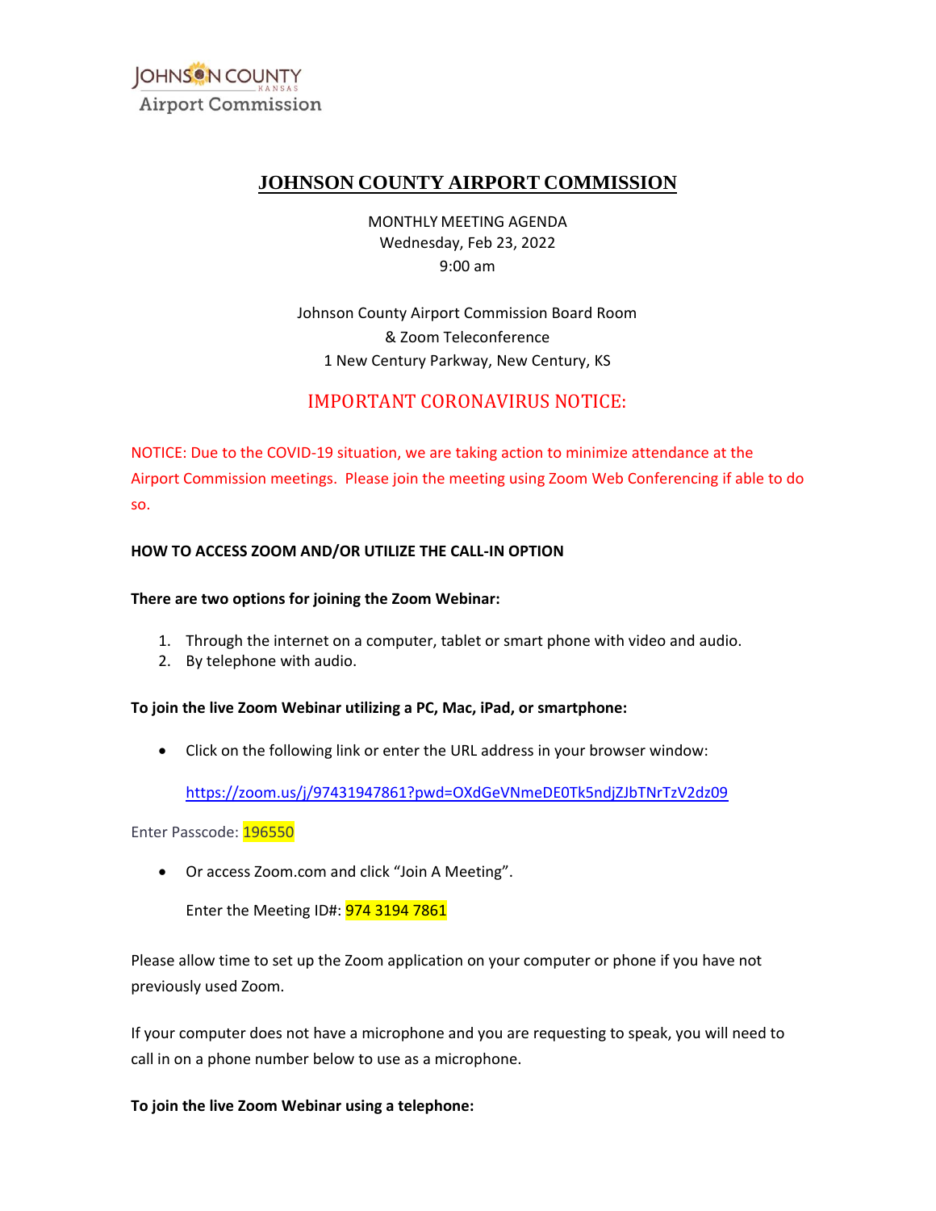JOHNSON COUNTY KANSAS
Airport Commission

# JOHNSON COUNTY AIRPORT COMMISSION

MONTHLY MEETING AGENDA
Wednesday, Feb 23, 2022
9:00 am

Johnson County Airport Commission Board Room
& Zoom Teleconference
1 New Century Parkway, New Century, KS

## IMPORTANT CORONAVIRUS NOTICE:

NOTICE: Due to the COVID-19 situation, we are taking action to minimize attendance at the Airport Commission meetings. Please join the meeting using Zoom Web Conferencing if able to do so.

**HOW TO ACCESS ZOOM AND/OR UTILIZE THE CALL-IN OPTION**

**There are two options for joining the Zoom Webinar:**

1. Through the internet on a computer, tablet or smart phone with video and audio.
2. By telephone with audio.

**To join the live Zoom Webinar utilizing a PC, Mac, iPad, or smartphone:**

- Click on the following link or enter the URL address in your browser window:

  https://zoom.us/j/97431947861?pwd=OXdGeVNmeDE0Tk5ndjZJbTNrTzV2dz09

Enter Passcode: 196550

- Or access Zoom.com and click "Join A Meeting".

  Enter the Meeting ID#: 974 3194 7861

Please allow time to set up the Zoom application on your computer or phone if you have not previously used Zoom.

If your computer does not have a microphone and you are requesting to speak, you will need to call in on a phone number below to use as a microphone.

**To join the live Zoom Webinar using a telephone:**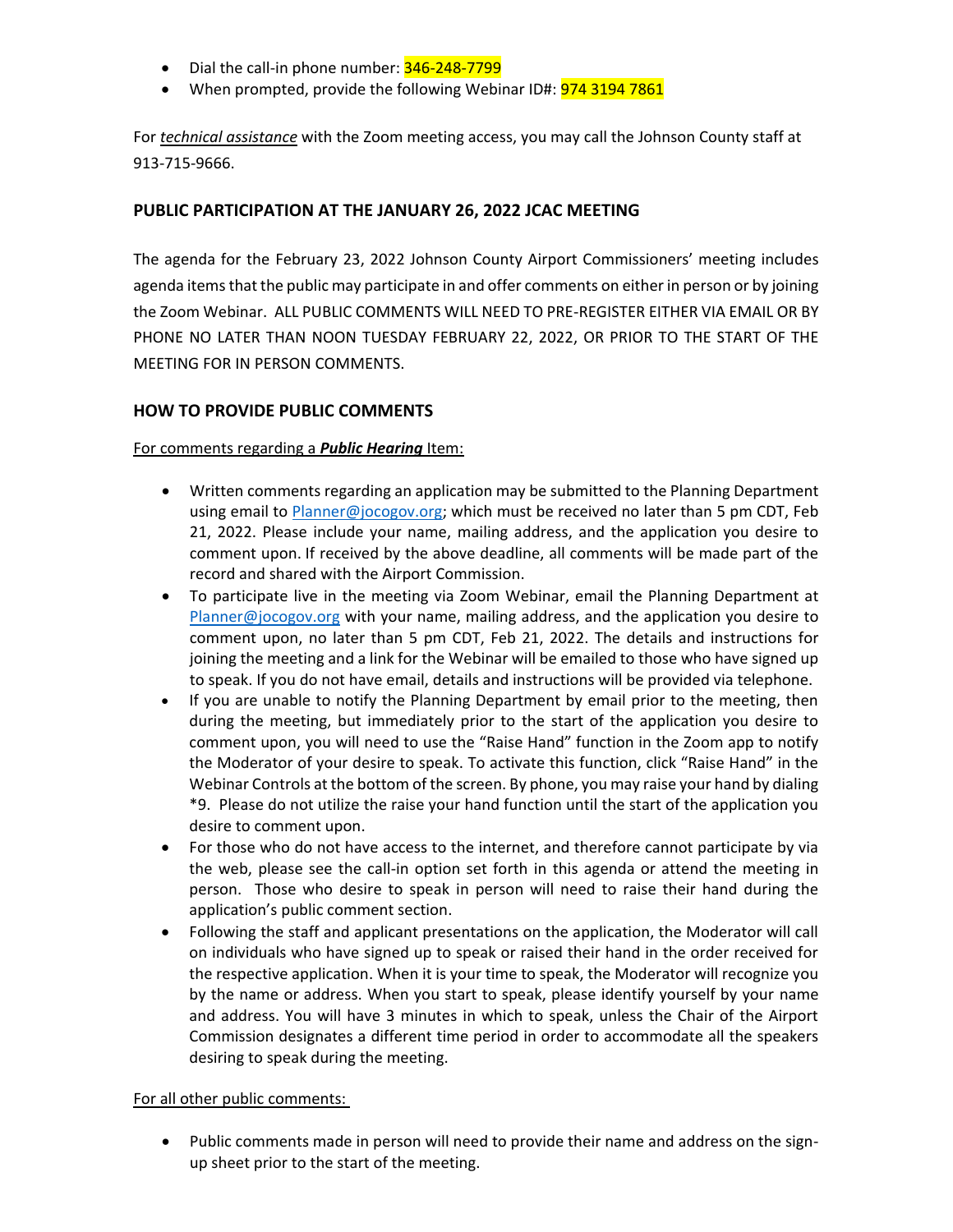- Dial the call-in phone number: 346-248-7799
- When prompted, provide the following Webinar ID#: 974 3194 7861

For ***technical assistance*** with the Zoom meeting access, you may call the Johnson County staff at 913-715-9666.

## PUBLIC PARTICIPATION AT THE JANUARY 26, 2022 JCAC MEETING

The agenda for the February 23, 2022 Johnson County Airport Commissioners' meeting includes agenda items that the public may participate in and offer comments on either in person or by joining the Zoom Webinar. ALL PUBLIC COMMENTS WILL NEED TO PRE-REGISTER EITHER VIA EMAIL OR BY PHONE NO LATER THAN NOON TUESDAY FEBRUARY 22, 2022, OR PRIOR TO THE START OF THE MEETING FOR IN PERSON COMMENTS.

## HOW TO PROVIDE PUBLIC COMMENTS

For comments regarding a ***Public Hearing*** Item:

- Written comments regarding an application may be submitted to the Planning Department using email to Planner@jocogov.org; which must be received no later than 5 pm CDT, Feb 21, 2022. Please include your name, mailing address, and the application you desire to comment upon. If received by the above deadline, all comments will be made part of the record and shared with the Airport Commission.
- To participate live in the meeting via Zoom Webinar, email the Planning Department at Planner@jocogov.org with your name, mailing address, and the application you desire to comment upon, no later than 5 pm CDT, Feb 21, 2022. The details and instructions for joining the meeting and a link for the Webinar will be emailed to those who have signed up to speak. If you do not have email, details and instructions will be provided via telephone.
- If you are unable to notify the Planning Department by email prior to the meeting, then during the meeting, but immediately prior to the start of the application you desire to comment upon, you will need to use the "Raise Hand" function in the Zoom app to notify the Moderator of your desire to speak. To activate this function, click "Raise Hand" in the Webinar Controls at the bottom of the screen. By phone, you may raise your hand by dialing *9. Please do not utilize the raise your hand function until the start of the application you desire to comment upon.
- For those who do not have access to the internet, and therefore cannot participate by via the web, please see the call-in option set forth in this agenda or attend the meeting in person. Those who desire to speak in person will need to raise their hand during the application's public comment section.
- Following the staff and applicant presentations on the application, the Moderator will call on individuals who have signed up to speak or raised their hand in the order received for the respective application. When it is your time to speak, the Moderator will recognize you by the name or address. When you start to speak, please identify yourself by your name and address. You will have 3 minutes in which to speak, unless the Chair of the Airport Commission designates a different time period in order to accommodate all the speakers desiring to speak during the meeting.

For all other public comments:

- Public comments made in person will need to provide their name and address on the sign-up sheet prior to the start of the meeting.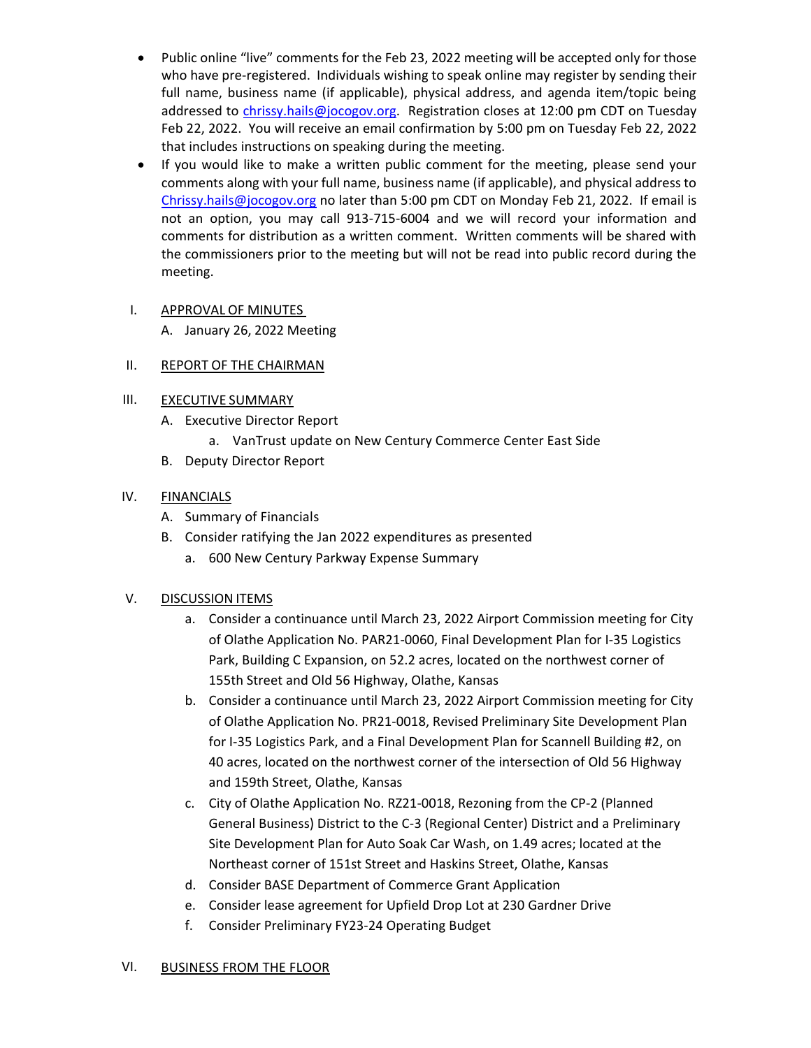- Public online "live" comments for the Feb 23, 2022 meeting will be accepted only for those who have pre-registered. Individuals wishing to speak online may register by sending their full name, business name (if applicable), physical address, and agenda item/topic being addressed to chrissy.hails@jocogov.org. Registration closes at 12:00 pm CDT on Tuesday Feb 22, 2022. You will receive an email confirmation by 5:00 pm on Tuesday Feb 22, 2022 that includes instructions on speaking during the meeting.
- If you would like to make a written public comment for the meeting, please send your comments along with your full name, business name (if applicable), and physical address to Chrissy.hails@jocogov.org no later than 5:00 pm CDT on Monday Feb 21, 2022. If email is not an option, you may call 913-715-6004 and we will record your information and comments for distribution as a written comment. Written comments will be shared with the commissioners prior to the meeting but will not be read into public record during the meeting.

I. APPROVAL OF MINUTES
  A. January 26, 2022 Meeting

II. REPORT OF THE CHAIRMAN

III. EXECUTIVE SUMMARY
  A. Executive Director Report
    a. VanTrust update on New Century Commerce Center East Side
  B. Deputy Director Report

IV. FINANCIALS
  A. Summary of Financials
  B. Consider ratifying the Jan 2022 expenditures as presented
    a. 600 New Century Parkway Expense Summary

V. DISCUSSION ITEMS
  a. Consider a continuance until March 23, 2022 Airport Commission meeting for City of Olathe Application No. PAR21-0060, Final Development Plan for I-35 Logistics Park, Building C Expansion, on 52.2 acres, located on the northwest corner of 155th Street and Old 56 Highway, Olathe, Kansas
  b. Consider a continuance until March 23, 2022 Airport Commission meeting for City of Olathe Application No. PR21-0018, Revised Preliminary Site Development Plan for I-35 Logistics Park, and a Final Development Plan for Scannell Building #2, on 40 acres, located on the northwest corner of the intersection of Old 56 Highway and 159th Street, Olathe, Kansas
  c. City of Olathe Application No. RZ21-0018, Rezoning from the CP-2 (Planned General Business) District to the C-3 (Regional Center) District and a Preliminary Site Development Plan for Auto Soak Car Wash, on 1.49 acres; located at the Northeast corner of 151st Street and Haskins Street, Olathe, Kansas
  d. Consider BASE Department of Commerce Grant Application
  e. Consider lease agreement for Upfield Drop Lot at 230 Gardner Drive
  f. Consider Preliminary FY23-24 Operating Budget

VI. BUSINESS FROM THE FLOOR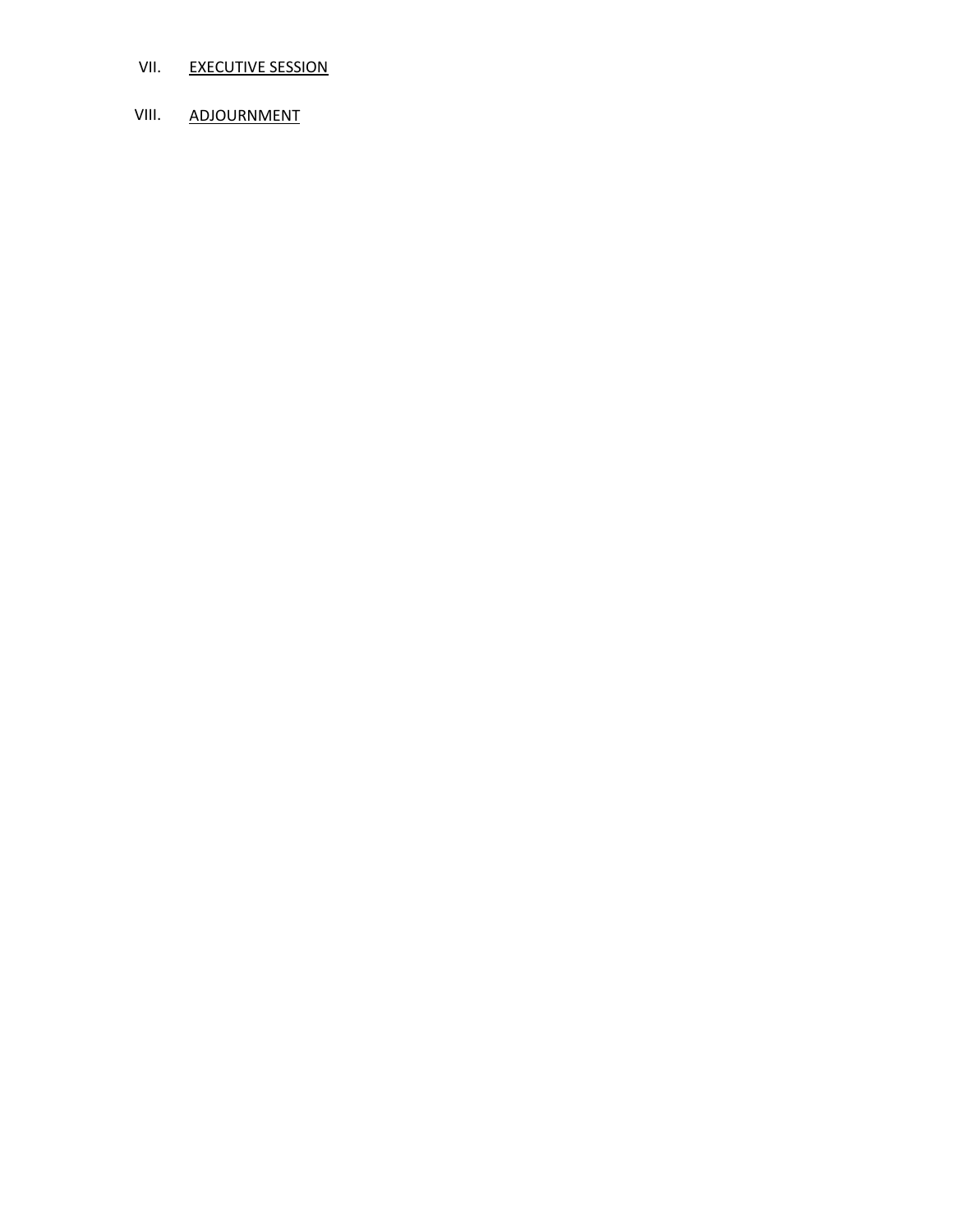VII. EXECUTIVE SESSION

VIII. ADJOURNMENT